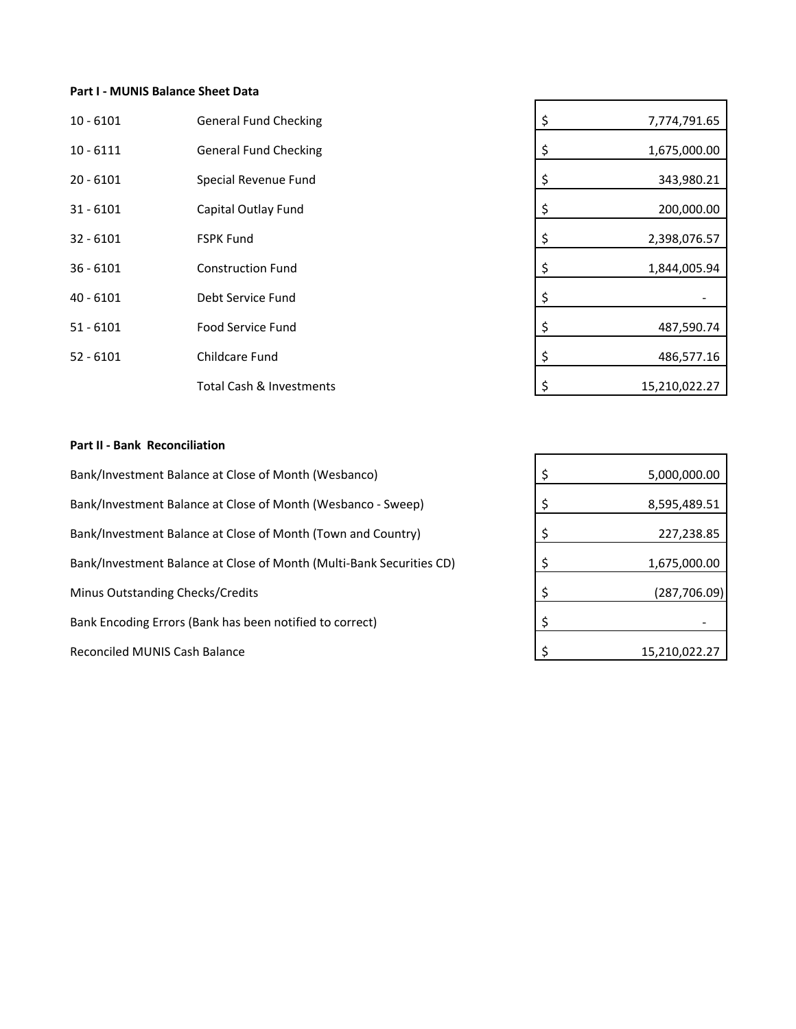**Part I - MUNIS Balance Sheet Data**

| Account | Description | Amount |
|---|---|---|
| 10 - 6101 | General Fund Checking | $ 7,774,791.65 |
| 10 - 6111 | General Fund Checking | $ 1,675,000.00 |
| 20 - 6101 | Special Revenue Fund | $ 343,980.21 |
| 31 - 6101 | Capital Outlay Fund | $ 200,000.00 |
| 32 - 6101 | FSPK Fund | $ 2,398,076.57 |
| 36 - 6101 | Construction Fund | $ 1,844,005.94 |
| 40 - 6101 | Debt Service Fund | $ - |
| 51 - 6101 | Food Service Fund | $ 487,590.74 |
| 52 - 6101 | Childcare Fund | $ 486,577.16 |
| | Total Cash & Investments | $ 15,210,022.27 |

**Part II - Bank Reconciliation**

| Description | Amount |
|---|---|
| Bank/Investment Balance at Close of Month (Wesbanco) | $ 5,000,000.00 |
| Bank/Investment Balance at Close of Month (Wesbanco - Sweep) | $ 8,595,489.51 |
| Bank/Investment Balance at Close of Month (Town and Country) | $ 227,238.85 |
| Bank/Investment Balance at Close of Month (Multi-Bank Securities CD) | $ 1,675,000.00 |
| Minus Outstanding Checks/Credits | $ (287,706.09) |
| Bank Encoding Errors (Bank has been notified to correct) | $ - |
| Reconciled MUNIS Cash Balance | $ 15,210,022.27 |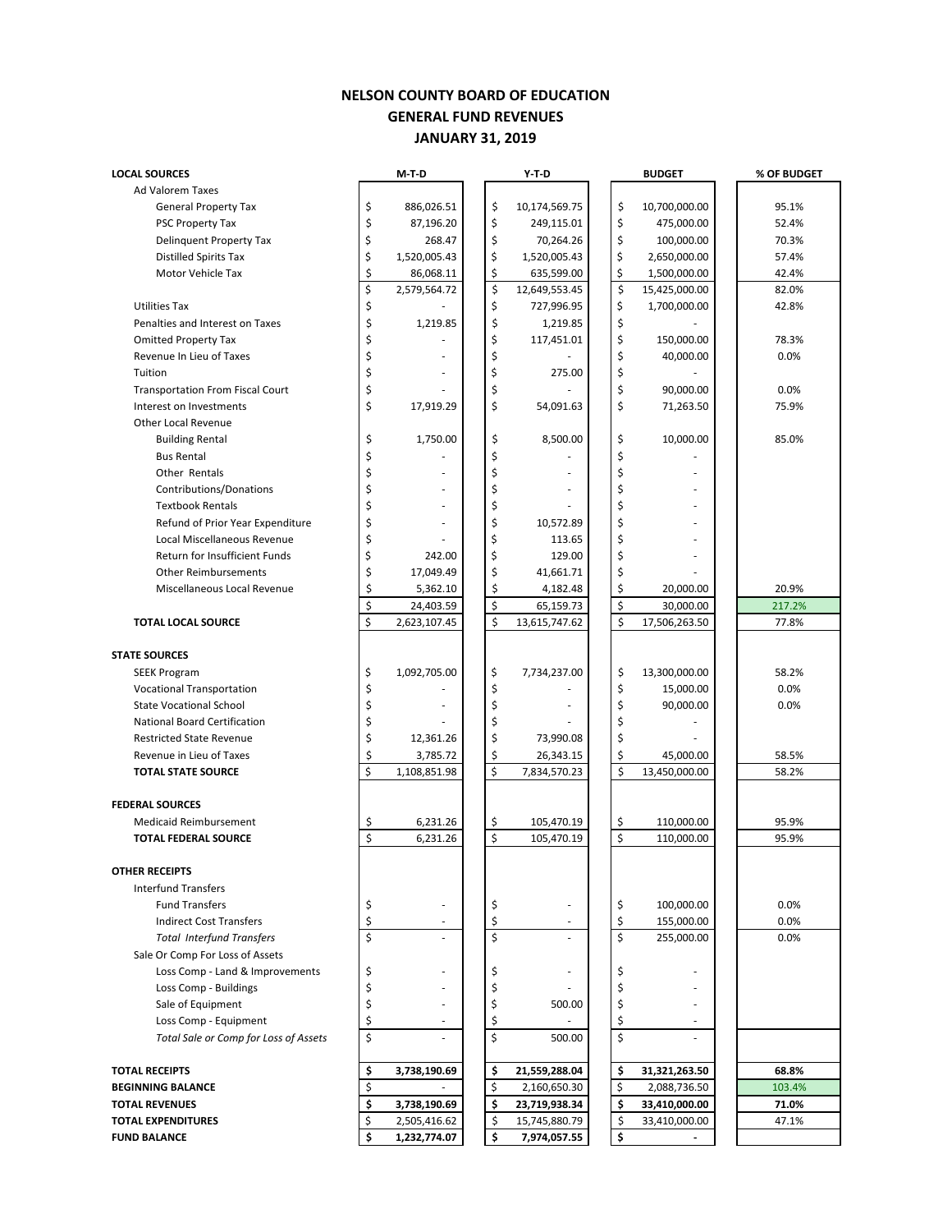# NELSON COUNTY BOARD OF EDUCATION
## GENERAL FUND REVENUES
### JANUARY 31, 2019

| LOCAL SOURCES | M-T-D | Y-T-D | BUDGET | % OF BUDGET |
|---|---|---|---|---|
| Ad Valorem Taxes | | | | |
| General Property Tax | $ 886,026.51 | $ 10,174,569.75 | $ 10,700,000.00 | 95.1% |
| PSC Property Tax | $ 87,196.20 | $ 249,115.01 | $ 475,000.00 | 52.4% |
| Delinquent Property Tax | $ 268.47 | $ 70,264.26 | $ 100,000.00 | 70.3% |
| Distilled Spirits Tax | $ 1,520,005.43 | $ 1,520,005.43 | $ 2,650,000.00 | 57.4% |
| Motor Vehicle Tax | $ 86,068.11 | $ 635,599.00 | $ 1,500,000.00 | 42.4% |
| | $ 2,579,564.72 | $ 12,649,553.45 | $ 15,425,000.00 | 82.0% |
| Utilities Tax | $ - | $ 727,996.95 | $ 1,700,000.00 | 42.8% |
| Penalties and Interest on Taxes | $ 1,219.85 | $ 1,219.85 | $ - | |
| Omitted Property Tax | $ - | $ 117,451.01 | $ 150,000.00 | 78.3% |
| Revenue In Lieu of Taxes | $ - | $ - | $ 40,000.00 | 0.0% |
| Tuition | $ - | $ 275.00 | $ - | |
| Transportation From Fiscal Court | $ - | $ - | $ 90,000.00 | 0.0% |
| Interest on Investments | $ 17,919.29 | $ 54,091.63 | $ 71,263.50 | 75.9% |
| Other Local Revenue | | | | |
| Building Rental | $ 1,750.00 | $ 8,500.00 | $ 10,000.00 | 85.0% |
| Bus Rental | $ - | $ - | $ - | |
| Other Rentals | $ - | $ - | $ - | |
| Contributions/Donations | $ - | $ - | $ - | |
| Textbook Rentals | $ - | $ - | $ - | |
| Refund of Prior Year Expenditure | $ - | $ 10,572.89 | $ - | |
| Local Miscellaneous Revenue | $ - | $ 113.65 | $ - | |
| Return for Insufficient Funds | $ 242.00 | $ 129.00 | $ - | |
| Other Reimbursements | $ 17,049.49 | $ 41,661.71 | $ - | |
| Miscellaneous Local Revenue | $ 5,362.10 | $ 4,182.48 | $ 20,000.00 | 20.9% |
| | $ 24,403.59 | $ 65,159.73 | $ 30,000.00 | 217.2% |
| **TOTAL LOCAL SOURCE** | $ 2,623,107.45 | $ 13,615,747.62 | $ 17,506,263.50 | 77.8% |
| **STATE SOURCES** | | | | |
| SEEK Program | $ 1,092,705.00 | $ 7,734,237.00 | $ 13,300,000.00 | 58.2% |
| Vocational Transportation | $ - | $ - | $ 15,000.00 | 0.0% |
| State Vocational School | $ - | $ - | $ 90,000.00 | 0.0% |
| National Board Certification | $ - | $ - | $ - | |
| Restricted State Revenue | $ 12,361.26 | $ 73,990.08 | $ - | |
| Revenue in Lieu of Taxes | $ 3,785.72 | $ 26,343.15 | $ 45,000.00 | 58.5% |
| **TOTAL STATE SOURCE** | $ 1,108,851.98 | $ 7,834,570.23 | $ 13,450,000.00 | 58.2% |
| **FEDERAL SOURCES** | | | | |
| Medicaid Reimbursement | $ 6,231.26 | $ 105,470.19 | $ 110,000.00 | 95.9% |
| **TOTAL FEDERAL SOURCE** | $ 6,231.26 | $ 105,470.19 | $ 110,000.00 | 95.9% |
| **OTHER RECEIPTS** | | | | |
| Interfund Transfers | | | | |
| Fund Transfers | $ - | $ - | $ 100,000.00 | 0.0% |
| Indirect Cost Transfers | $ - | $ - | $ 155,000.00 | 0.0% |
| *Total Interfund Transfers* | $ - | $ - | $ 255,000.00 | 0.0% |
| Sale Or Comp For Loss of Assets | | | | |
| Loss Comp - Land & Improvements | $ - | $ - | $ - | |
| Loss Comp - Buildings | $ - | $ - | $ - | |
| Sale of Equipment | $ - | $ 500.00 | $ - | |
| Loss Comp - Equipment | $ - | $ - | $ - | |
| *Total Sale or Comp for Loss of Assets* | $ - | $ 500.00 | $ - | |
| **TOTAL RECEIPTS** | **$ 3,738,190.69** | **$ 21,559,288.04** | **$ 31,321,263.50** | **68.8%** |
| **BEGINNING BALANCE** | $ - | $ 2,160,650.30 | $ 2,088,736.50 | 103.4% |
| **TOTAL REVENUES** | **$ 3,738,190.69** | **$ 23,719,938.34** | **$ 33,410,000.00** | **71.0%** |
| **TOTAL EXPENDITURES** | $ 2,505,416.62 | $ 15,745,880.79 | $ 33,410,000.00 | 47.1% |
| **FUND BALANCE** | **$ 1,232,774.07** | **$ 7,974,057.55** | **$ -** | |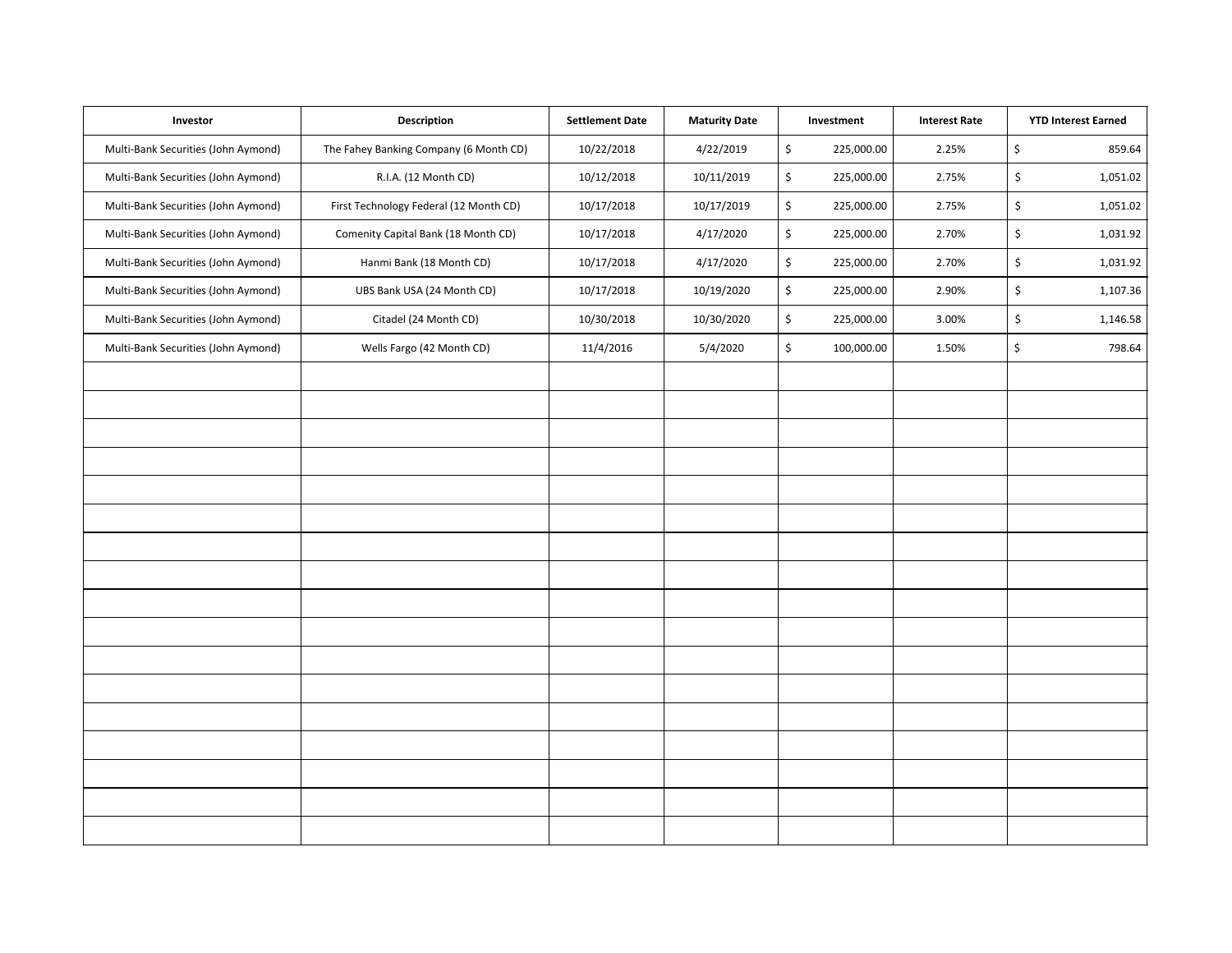| Investor | Description | Settlement Date | Maturity Date | Investment | Interest Rate | YTD Interest Earned |
| --- | --- | --- | --- | --- | --- | --- |
| Multi-Bank Securities (John Aymond) | The Fahey Banking Company (6 Month CD) | 10/22/2018 | 4/22/2019 | $ 225,000.00 | 2.25% | $ 859.64 |
| Multi-Bank Securities (John Aymond) | R.I.A. (12 Month CD) | 10/12/2018 | 10/11/2019 | $ 225,000.00 | 2.75% | $ 1,051.02 |
| Multi-Bank Securities (John Aymond) | First Technology Federal (12 Month CD) | 10/17/2018 | 10/17/2019 | $ 225,000.00 | 2.75% | $ 1,051.02 |
| Multi-Bank Securities (John Aymond) | Comenity Capital Bank (18 Month CD) | 10/17/2018 | 4/17/2020 | $ 225,000.00 | 2.70% | $ 1,031.92 |
| Multi-Bank Securities (John Aymond) | Hanmi Bank (18 Month CD) | 10/17/2018 | 4/17/2020 | $ 225,000.00 | 2.70% | $ 1,031.92 |
| Multi-Bank Securities (John Aymond) | UBS Bank USA (24 Month CD) | 10/17/2018 | 10/19/2020 | $ 225,000.00 | 2.90% | $ 1,107.36 |
| Multi-Bank Securities (John Aymond) | Citadel (24 Month CD) | 10/30/2018 | 10/30/2020 | $ 225,000.00 | 3.00% | $ 1,146.58 |
| Multi-Bank Securities (John Aymond) | Wells Fargo (42 Month CD) | 11/4/2016 | 5/4/2020 | $ 100,000.00 | 1.50% | $ 798.64 |